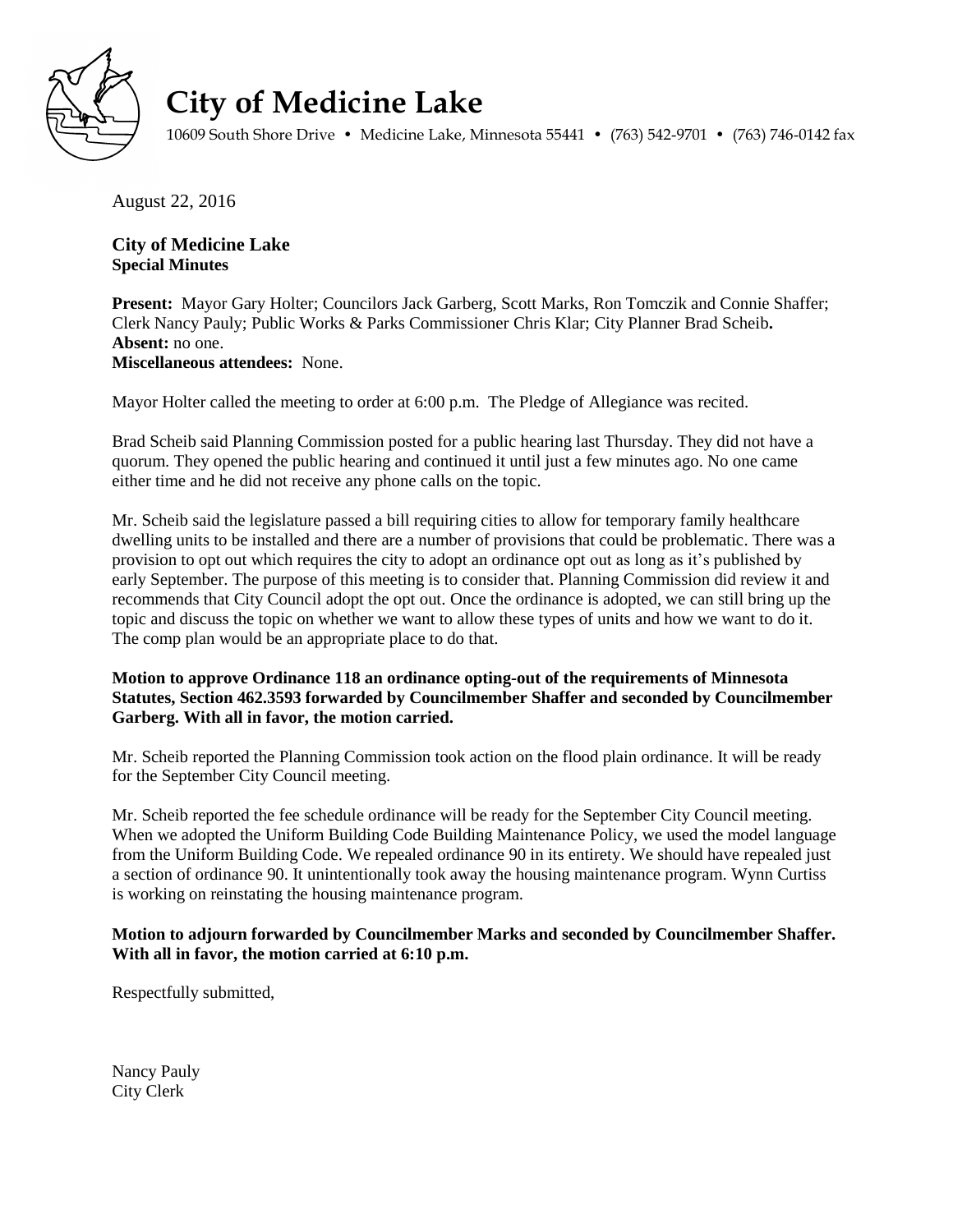# City of Medicine Lake

10609 South Shore Drive • Medicine Lake, Minnesota 55441 • (763) 542-9701 • (763) 746-0142 fax

August 22, 2016

**City of Medicine Lake**
**Special Minutes**

**Present:** Mayor Gary Holter; Councilors Jack Garberg, Scott Marks, Ron Tomczik and Connie Shaffer; Clerk Nancy Pauly; Public Works & Parks Commissioner Chris Klar; City Planner Brad Scheib**.**
**Absent:** no one.
**Miscellaneous attendees:** None.

Mayor Holter called the meeting to order at 6:00 p.m. The Pledge of Allegiance was recited.

Brad Scheib said Planning Commission posted for a public hearing last Thursday. They did not have a quorum. They opened the public hearing and continued it until just a few minutes ago. No one came either time and he did not receive any phone calls on the topic.

Mr. Scheib said the legislature passed a bill requiring cities to allow for temporary family healthcare dwelling units to be installed and there are a number of provisions that could be problematic. There was a provision to opt out which requires the city to adopt an ordinance opt out as long as it's published by early September. The purpose of this meeting is to consider that. Planning Commission did review it and recommends that City Council adopt the opt out. Once the ordinance is adopted, we can still bring up the topic and discuss the topic on whether we want to allow these types of units and how we want to do it. The comp plan would be an appropriate place to do that.

**Motion to approve Ordinance 118 an ordinance opting-out of the requirements of Minnesota Statutes, Section 462.3593 forwarded by Councilmember Shaffer and seconded by Councilmember Garberg. With all in favor, the motion carried.**

Mr. Scheib reported the Planning Commission took action on the flood plain ordinance. It will be ready for the September City Council meeting.

Mr. Scheib reported the fee schedule ordinance will be ready for the September City Council meeting. When we adopted the Uniform Building Code Building Maintenance Policy, we used the model language from the Uniform Building Code. We repealed ordinance 90 in its entirety. We should have repealed just a section of ordinance 90. It unintentionally took away the housing maintenance program. Wynn Curtiss is working on reinstating the housing maintenance program.

**Motion to adjourn forwarded by Councilmember Marks and seconded by Councilmember Shaffer. With all in favor, the motion carried at 6:10 p.m.**

Respectfully submitted,

Nancy Pauly
City Clerk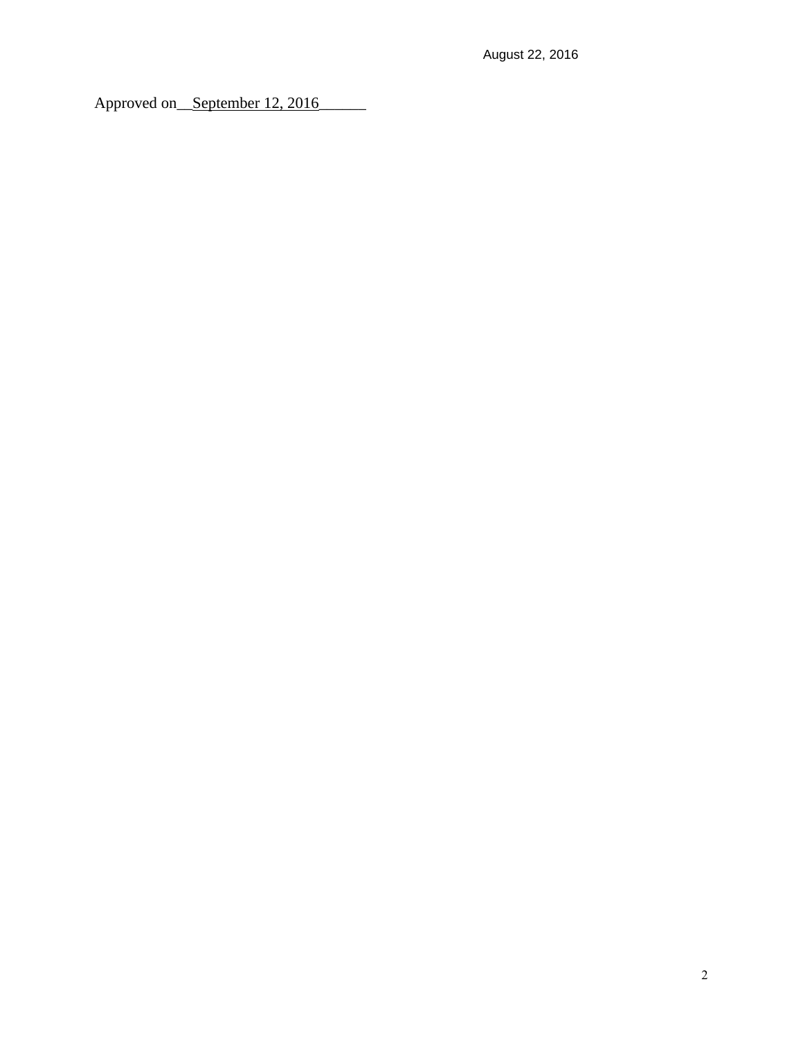Approved on__September 12, 2016______